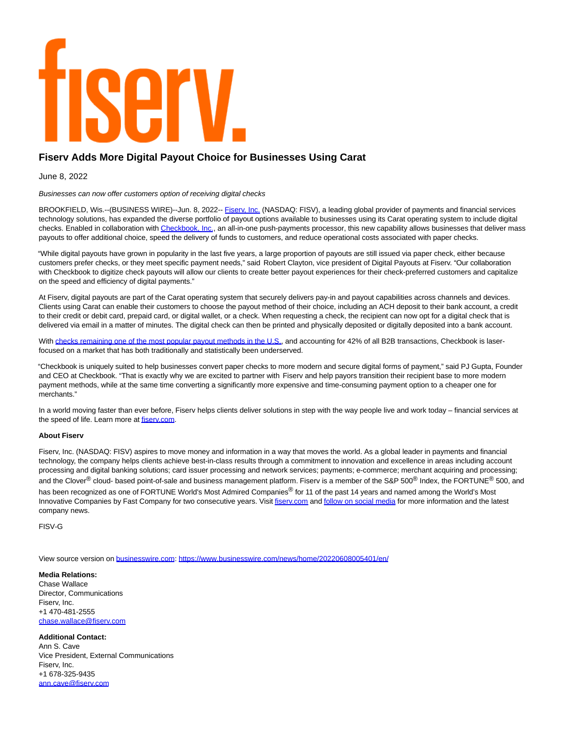fiserv.

# Fiserv Adds More Digital Payout Choice for Businesses Using Carat

June 8, 2022

*Businesses can now offer customers option of receiving digital checks*

BROOKFIELD, Wis.--(BUSINESS WIRE)--Jun. 8, 2022-- Fiserv, Inc. (NASDAQ: FISV), a leading global provider of payments and financial services technology solutions, has expanded the diverse portfolio of payout options available to businesses using its Carat operating system to include digital checks. Enabled in collaboration with Checkbook, Inc., an all-in-one push-payments processor, this new capability allows businesses that deliver mass payouts to offer additional choice, speed the delivery of funds to customers, and reduce operational costs associated with paper checks.

"While digital payouts have grown in popularity in the last five years, a large proportion of payouts are still issued via paper check, either because customers prefer checks, or they meet specific payment needs," said Robert Clayton, vice president of Digital Payouts at Fiserv. "Our collaboration with Checkbook to digitize check payouts will allow our clients to create better payout experiences for their check-preferred customers and capitalize on the speed and efficiency of digital payments."

At Fiserv, digital payouts are part of the Carat operating system that securely delivers pay-in and payout capabilities across channels and devices. Clients using Carat can enable their customers to choose the payout method of their choice, including an ACH deposit to their bank account, a credit to their credit or debit card, prepaid card, or digital wallet, or a check. When requesting a check, the recipient can now opt for a digital check that is delivered via email in a matter of minutes. The digital check can then be printed and physically deposited or digitally deposited into a bank account.

With checks remaining one of the most popular payout methods in the U.S., and accounting for 42% of all B2B transactions, Checkbook is laser-focused on a market that has both traditionally and statistically been underserved.

"Checkbook is uniquely suited to help businesses convert paper checks to more modern and secure digital forms of payment," said PJ Gupta, Founder and CEO at Checkbook. "That is exactly why we are excited to partner with Fiserv and help payors transition their recipient base to more modern payment methods, while at the same time converting a significantly more expensive and time-consuming payment option to a cheaper one for merchants."

In a world moving faster than ever before, Fiserv helps clients deliver solutions in step with the way people live and work today – financial services at the speed of life. Learn more at fiserv.com.

**About Fiserv**

Fiserv, Inc. (NASDAQ: FISV) aspires to move money and information in a way that moves the world. As a global leader in payments and financial technology, the company helps clients achieve best-in-class results through a commitment to innovation and excellence in areas including account processing and digital banking solutions; card issuer processing and network services; payments; e-commerce; merchant acquiring and processing; and the Clover® cloud- based point-of-sale and business management platform. Fiserv is a member of the S&P 500® Index, the FORTUNE® 500, and has been recognized as one of FORTUNE World's Most Admired Companies® for 11 of the past 14 years and named among the World's Most Innovative Companies by Fast Company for two consecutive years. Visit fiserv.com and follow on social media for more information and the latest company news.

FISV-G

View source version on businesswire.com: https://www.businesswire.com/news/home/20220608005401/en/

**Media Relations:**
Chase Wallace
Director, Communications
Fiserv, Inc.
+1 470-481-2555
chase.wallace@fiserv.com

**Additional Contact:**
Ann S. Cave
Vice President, External Communications
Fiserv, Inc.
+1 678-325-9435
ann.cave@fiserv.com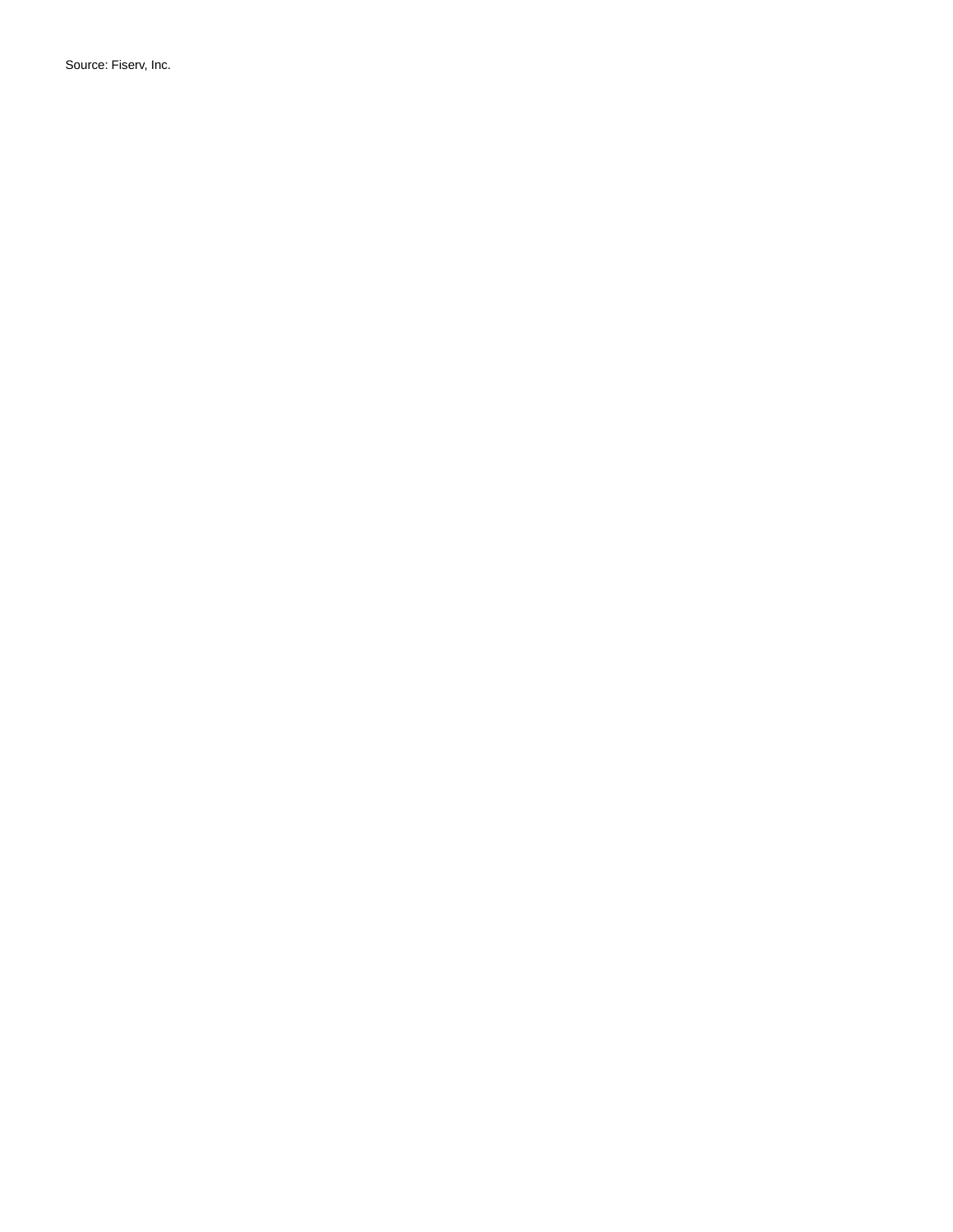Source: Fiserv, Inc.